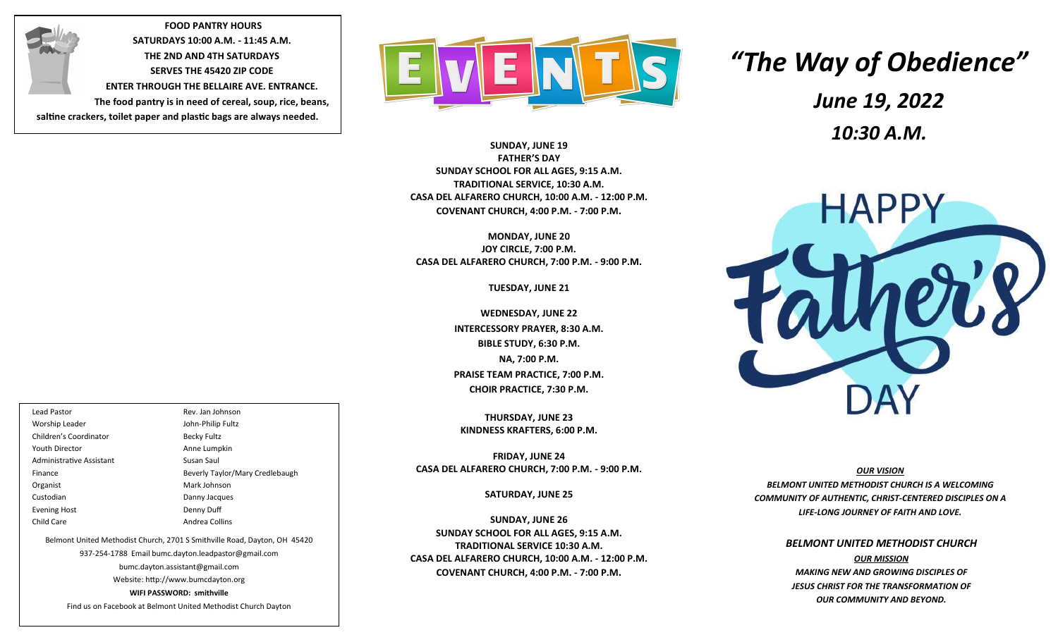**FOOD PANTRY HOURS**
**SATURDAYS 10:00 A.M. - 11:45 A.M.**
**THE 2ND AND 4TH SATURDAYS**
**SERVES THE 45420 ZIP CODE**
**ENTER THROUGH THE BELLAIRE AVE. ENTRANCE.**
**The food pantry is in need of cereal, soup, rice, beans, saltine crackers, toilet paper and plastic bags are always needed.**

| | |
|---|---|
| Lead Pastor | Rev. Jan Johnson |
| Worship Leader | John-Philip Fultz |
| Children's Coordinator | Becky Fultz |
| Youth Director | Anne Lumpkin |
| Administrative Assistant | Susan Saul |
| Finance | Beverly Taylor/Mary Credlebaugh |
| Organist | Mark Johnson |
| Custodian | Danny Jacques |
| Evening Host | Denny Duff |
| Child Care | Andrea Collins |

Belmont United Methodist Church, 2701 S Smithville Road, Dayton, OH 45420
937-254-1788 Email bumc.dayton.leadpastor@gmail.com
bumc.dayton.assistant@gmail.com
Website: http://www.bumcdayton.org
**WIFI PASSWORD: smithville**
Find us on Facebook at Belmont United Methodist Church Dayton

# EVENTS

**SUNDAY, JUNE 19**
**FATHER'S DAY**
**SUNDAY SCHOOL FOR ALL AGES, 9:15 A.M.**
**TRADITIONAL SERVICE, 10:30 A.M.**
**CASA DEL ALFARERO CHURCH, 10:00 A.M. - 12:00 P.M.**
**COVENANT CHURCH, 4:00 P.M. - 7:00 P.M.**

**MONDAY, JUNE 20**
**JOY CIRCLE, 7:00 P.M.**
**CASA DEL ALFARERO CHURCH, 7:00 P.M. - 9:00 P.M.**

**TUESDAY, JUNE 21**

**WEDNESDAY, JUNE 22**
**INTERCESSORY PRAYER, 8:30 A.M.**
**BIBLE STUDY, 6:30 P.M.**
**NA, 7:00 P.M.**
**PRAISE TEAM PRACTICE, 7:00 P.M.**
**CHOIR PRACTICE, 7:30 P.M.**

**THURSDAY, JUNE 23**
**KINDNESS KRAFTERS, 6:00 P.M.**

**FRIDAY, JUNE 24**
**CASA DEL ALFARERO CHURCH, 7:00 P.M. - 9:00 P.M.**

**SATURDAY, JUNE 25**

**SUNDAY, JUNE 26**
**SUNDAY SCHOOL FOR ALL AGES, 9:15 A.M.**
**TRADITIONAL SERVICE 10:30 A.M.**
**CASA DEL ALFARERO CHURCH, 10:00 A.M. - 12:00 P.M.**
**COVENANT CHURCH, 4:00 P.M. - 7:00 P.M.**

# *"The Way of Obedience"*

## *June 19, 2022*

## *10:30 A.M.*

HAPPY Father's DAY

***OUR VISION***

***BELMONT UNITED METHODIST CHURCH IS A WELCOMING COMMUNITY OF AUTHENTIC, CHRIST-CENTERED DISCIPLES ON A LIFE-LONG JOURNEY OF FAITH AND LOVE.***

### *BELMONT UNITED METHODIST CHURCH*

***OUR MISSION***

***MAKING NEW AND GROWING DISCIPLES OF JESUS CHRIST FOR THE TRANSFORMATION OF OUR COMMUNITY AND BEYOND.***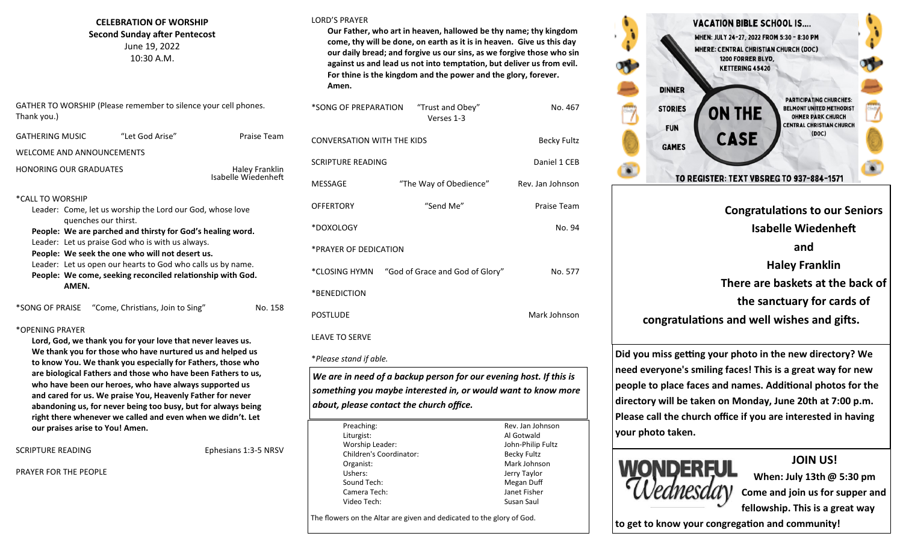**CELEBRATION OF WORSHIP**
**Second Sunday after Pentecost**
June 19, 2022
10:30 A.M.

GATHER TO WORSHIP (Please remember to silence your cell phones. Thank you.)

GATHERING MUSIC "Let God Arise" Praise Team

WELCOME AND ANNOUNCEMENTS

HONORING OUR GRADUATES Haley Franklin, Isabelle Wiedenheft

*CALL TO WORSHIP

Leader: Come, let us worship the Lord our God, whose love quenches our thirst.
**People: We are parched and thirsty for God's healing word.**
Leader: Let us praise God who is with us always.
**People: We seek the one who will not desert us.**
Leader: Let us open our hearts to God who calls us by name.
**People: We come, seeking reconciled relationship with God. AMEN.**

*SONG OF PRAISE "Come, Christians, Join to Sing" No. 158

*OPENING PRAYER

**Lord, God, we thank you for your love that never leaves us. We thank you for those who have nurtured us and helped us to know You. We thank you especially for Fathers, those who are biological Fathers and those who have been Fathers to us, who have been our heroes, who have always supported us and cared for us. We praise You, Heavenly Father for never abandoning us, for never being too busy, but for always being right there whenever we called and even when we didn't. Let our praises arise to You! Amen.**

SCRIPTURE READING Ephesians 1:3-5 NRSV

PRAYER FOR THE PEOPLE

LORD'S PRAYER

**Our Father, who art in heaven, hallowed be thy name; thy kingdom come, thy will be done, on earth as it is in heaven. Give us this day our daily bread; and forgive us our sins, as we forgive those who sin against us and lead us not into temptation, but deliver us from evil. For thine is the kingdom and the power and the glory, forever. Amen.**

*SONG OF PREPARATION "Trust and Obey" Verses 1-3 No. 467

CONVERSATION WITH THE KIDS Becky Fultz

SCRIPTURE READING Daniel 1 CEB

MESSAGE "The Way of Obedience" Rev. Jan Johnson

OFFERTORY "Send Me" Praise Team

*DOXOLOGY No. 94

*PRAYER OF DEDICATION

*CLOSING HYMN "God of Grace and God of Glory" No. 577

*BENEDICTION

POSTLUDE Mark Johnson

LEAVE TO SERVE

**Please stand if able.*

***We are in need of a backup person for our evening host. If this is something you maybe interested in, or would want to know more about, please contact the church office.***

| | |
|---|---|
| Preaching: | Rev. Jan Johnson |
| Liturgist: | Al Gotwald |
| Worship Leader: | John-Philip Fultz |
| Children's Coordinator: | Becky Fultz |
| Organist: | Mark Johnson |
| Ushers: | Jerry Taylor |
| Sound Tech: | Megan Duff |
| Camera Tech: | Janet Fisher |
| Video Tech: | Susan Saul |

The flowers on the Altar are given and dedicated to the glory of God.

**VACATION BIBLE SCHOOL IS....**

WHEN: JULY 24-27, 2022 FROM 5:30 - 8:30 PM
WHERE: CENTRAL CHRISTIAN CHURCH (DOC) 1200 FORRER BLVD, KETTERING 45420

DINNER
STORIES
FUN
GAMES

**ON THE CASE**

PARTICIPATING CHURCHES: BELMONT UNITED METHODIST, OHMER PARK CHURCH, CENTRAL CHRISTIAN CHURCH (DOC)

TO REGISTER: TEXT VBSREG TO 937-884-1571

**Congratulations to our Seniors Isabelle Wiedenheft and Haley Franklin There are baskets at the back of the sanctuary for cards of congratulations and well wishes and gifts.**

**Did you miss getting your photo in the new directory? We need everyone's smiling faces! This is a great way for new people to place faces and names. Additional photos for the directory will be taken on Monday, June 20th at 7:00 p.m. Please call the church office if you are interested in having your photo taken.**

WONDERFUL Wednesday

**JOIN US!**

**When: July 13th @ 5:30 pm Come and join us for supper and fellowship. This is a great way to get to know your congregation and community!**